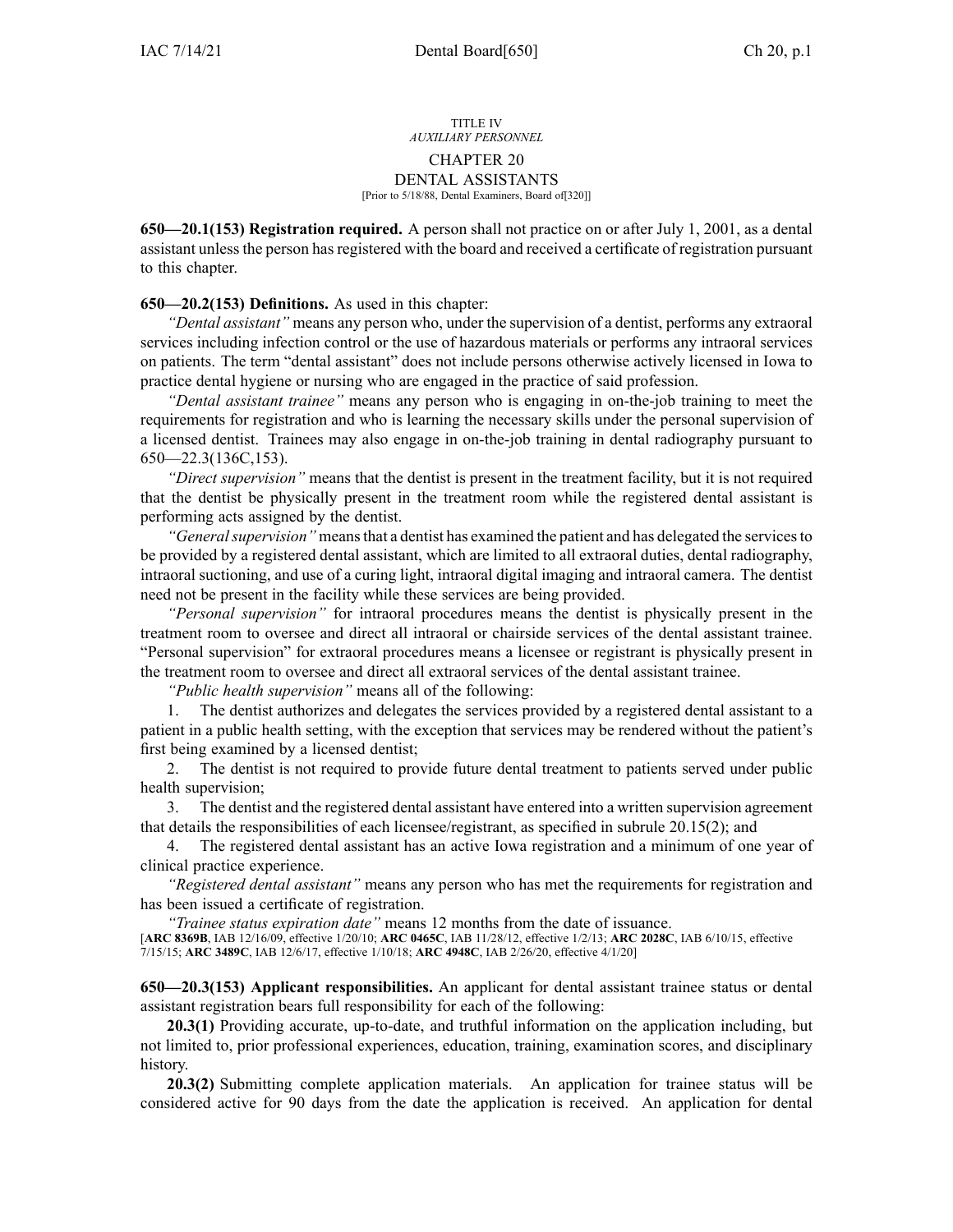TITLE IV
*AUXILIARY PERSONNEL*

# CHAPTER 20
# DENTAL ASSISTANTS

[Prior to 5/18/88, Dental Examiners, Board of[320]]

**650—20.1(153) Registration required.** A person shall not practice on or after July 1, 2001, as a dental assistant unless the person has registered with the board and received a certificate of registration pursuant to this chapter.

**650—20.2(153) Definitions.** As used in this chapter:

*"Dental assistant"* means any person who, under the supervision of a dentist, performs any extraoral services including infection control or the use of hazardous materials or performs any intraoral services on patients. The term "dental assistant" does not include persons otherwise actively licensed in Iowa to practice dental hygiene or nursing who are engaged in the practice of said profession.

*"Dental assistant trainee"* means any person who is engaging in on-the-job training to meet the requirements for registration and who is learning the necessary skills under the personal supervision of a licensed dentist. Trainees may also engage in on-the-job training in dental radiography pursuant to 650—22.3(136C,153).

*"Direct supervision"* means that the dentist is present in the treatment facility, but it is not required that the dentist be physically present in the treatment room while the registered dental assistant is performing acts assigned by the dentist.

*"General supervision"* means that a dentist has examined the patient and has delegated the services to be provided by a registered dental assistant, which are limited to all extraoral duties, dental radiography, intraoral suctioning, and use of a curing light, intraoral digital imaging and intraoral camera. The dentist need not be present in the facility while these services are being provided.

*"Personal supervision"* for intraoral procedures means the dentist is physically present in the treatment room to oversee and direct all intraoral or chairside services of the dental assistant trainee. "Personal supervision" for extraoral procedures means a licensee or registrant is physically present in the treatment room to oversee and direct all extraoral services of the dental assistant trainee.

*"Public health supervision"* means all of the following:

1. The dentist authorizes and delegates the services provided by a registered dental assistant to a patient in a public health setting, with the exception that services may be rendered without the patient's first being examined by a licensed dentist;

2. The dentist is not required to provide future dental treatment to patients served under public health supervision;

3. The dentist and the registered dental assistant have entered into a written supervision agreement that details the responsibilities of each licensee/registrant, as specified in subrule 20.15(2); and

4. The registered dental assistant has an active Iowa registration and a minimum of one year of clinical practice experience.

*"Registered dental assistant"* means any person who has met the requirements for registration and has been issued a certificate of registration.

*"Trainee status expiration date"* means 12 months from the date of issuance.

[**ARC 8369B**, IAB 12/16/09, effective 1/20/10; **ARC 0465C**, IAB 11/28/12, effective 1/2/13; **ARC 2028C**, IAB 6/10/15, effective 7/15/15; **ARC 3489C**, IAB 12/6/17, effective 1/10/18; **ARC 4948C**, IAB 2/26/20, effective 4/1/20]

**650—20.3(153) Applicant responsibilities.** An applicant for dental assistant trainee status or dental assistant registration bears full responsibility for each of the following:

**20.3(1)** Providing accurate, up-to-date, and truthful information on the application including, but not limited to, prior professional experiences, education, training, examination scores, and disciplinary history.

**20.3(2)** Submitting complete application materials. An application for trainee status will be considered active for 90 days from the date the application is received. An application for dental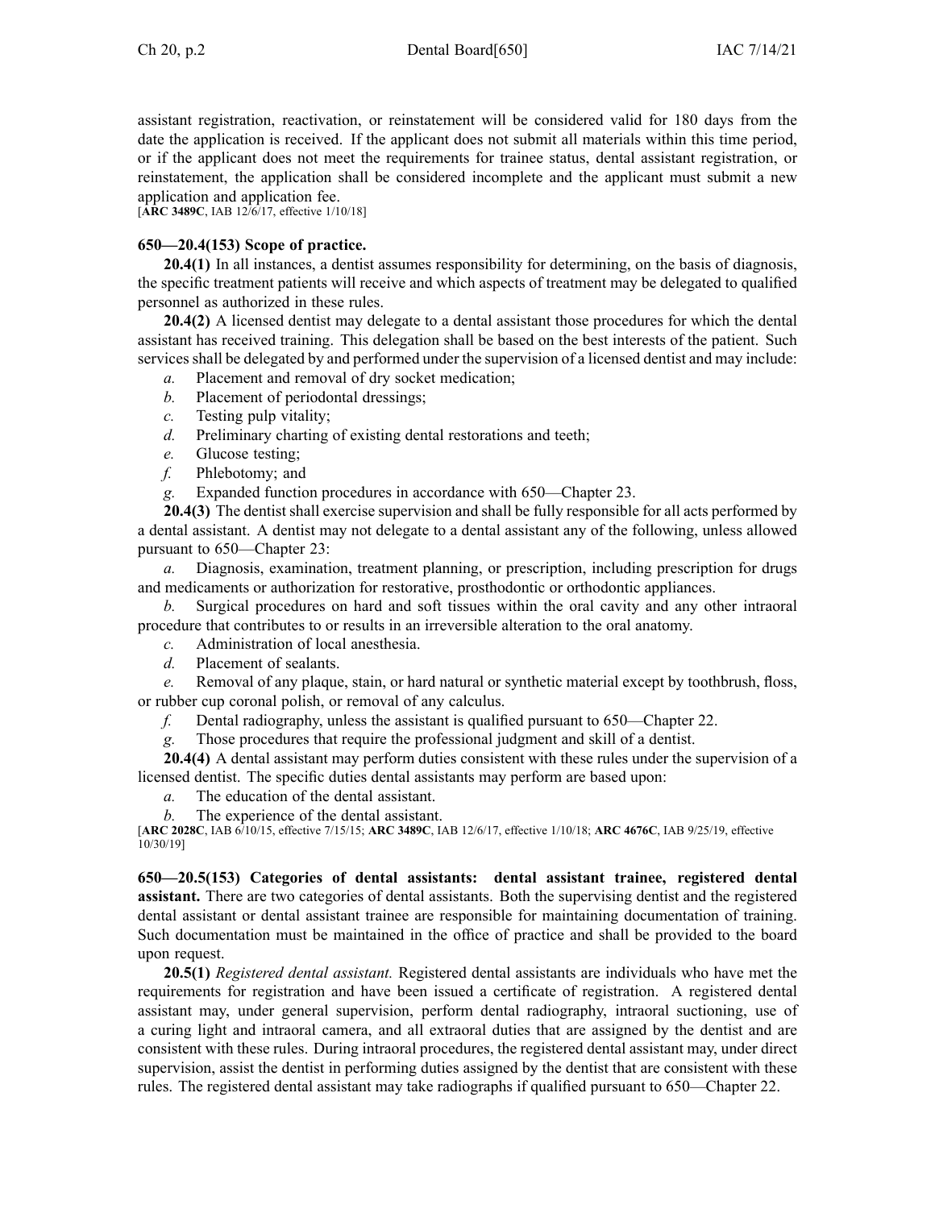assistant registration, reactivation, or reinstatement will be considered valid for 180 days from the date the application is received. If the applicant does not submit all materials within this time period, or if the applicant does not meet the requirements for trainee status, dental assistant registration, or reinstatement, the application shall be considered incomplete and the applicant must submit a new application and application fee.

[**ARC 3489C**, IAB 12/6/17, effective 1/10/18]

**650—20.4(153) Scope of practice.**

**20.4(1)** In all instances, a dentist assumes responsibility for determining, on the basis of diagnosis, the specific treatment patients will receive and which aspects of treatment may be delegated to qualified personnel as authorized in these rules.

**20.4(2)** A licensed dentist may delegate to a dental assistant those procedures for which the dental assistant has received training. This delegation shall be based on the best interests of the patient. Such services shall be delegated by and performed under the supervision of a licensed dentist and may include:

*a.* Placement and removal of dry socket medication;

*b.* Placement of periodontal dressings;

*c.* Testing pulp vitality;

*d.* Preliminary charting of existing dental restorations and teeth;

*e.* Glucose testing;

*f.* Phlebotomy; and

*g.* Expanded function procedures in accordance with 650—Chapter 23.

**20.4(3)** The dentist shall exercise supervision and shall be fully responsible for all acts performed by a dental assistant. A dentist may not delegate to a dental assistant any of the following, unless allowed pursuant to 650—Chapter 23:

*a.* Diagnosis, examination, treatment planning, or prescription, including prescription for drugs and medicaments or authorization for restorative, prosthodontic or orthodontic appliances.

*b.* Surgical procedures on hard and soft tissues within the oral cavity and any other intraoral procedure that contributes to or results in an irreversible alteration to the oral anatomy.

*c.* Administration of local anesthesia.

*d.* Placement of sealants.

*e.* Removal of any plaque, stain, or hard natural or synthetic material except by toothbrush, floss, or rubber cup coronal polish, or removal of any calculus.

*f.* Dental radiography, unless the assistant is qualified pursuant to 650—Chapter 22.

*g.* Those procedures that require the professional judgment and skill of a dentist.

**20.4(4)** A dental assistant may perform duties consistent with these rules under the supervision of a licensed dentist. The specific duties dental assistants may perform are based upon:

*a.* The education of the dental assistant.

*b.* The experience of the dental assistant.

[**ARC 2028C**, IAB 6/10/15, effective 7/15/15; **ARC 3489C**, IAB 12/6/17, effective 1/10/18; **ARC 4676C**, IAB 9/25/19, effective 10/30/19]

**650—20.5(153) Categories of dental assistants: dental assistant trainee, registered dental assistant.** There are two categories of dental assistants. Both the supervising dentist and the registered dental assistant or dental assistant trainee are responsible for maintaining documentation of training. Such documentation must be maintained in the office of practice and shall be provided to the board upon request.

**20.5(1)** *Registered dental assistant.* Registered dental assistants are individuals who have met the requirements for registration and have been issued a certificate of registration. A registered dental assistant may, under general supervision, perform dental radiography, intraoral suctioning, use of a curing light and intraoral camera, and all extraoral duties that are assigned by the dentist and are consistent with these rules. During intraoral procedures, the registered dental assistant may, under direct supervision, assist the dentist in performing duties assigned by the dentist that are consistent with these rules. The registered dental assistant may take radiographs if qualified pursuant to 650—Chapter 22.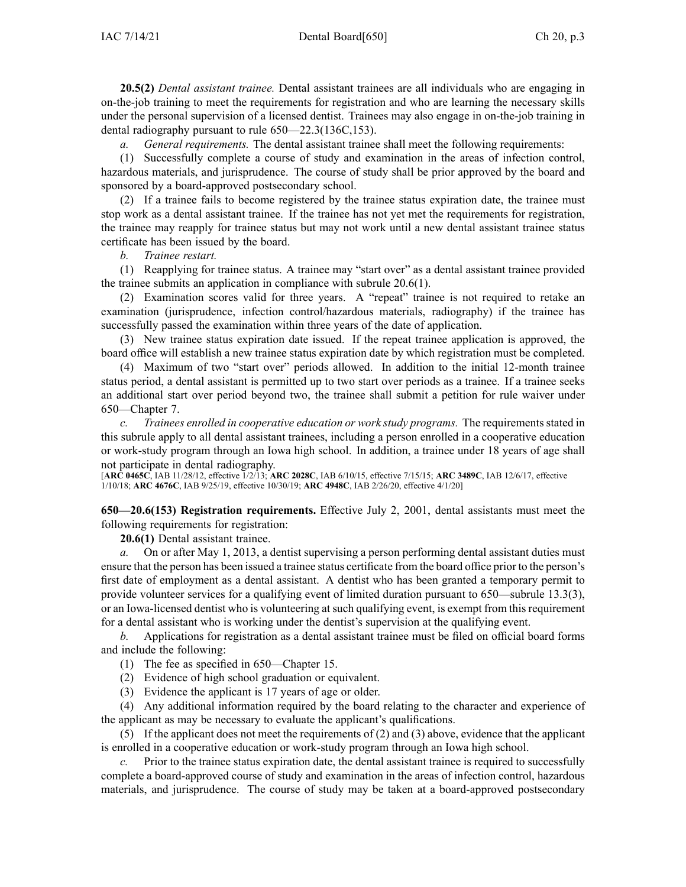**20.5(2)** *Dental assistant trainee.* Dental assistant trainees are all individuals who are engaging in on-the-job training to meet the requirements for registration and who are learning the necessary skills under the personal supervision of a licensed dentist. Trainees may also engage in on-the-job training in dental radiography pursuant to rule 650—22.3(136C,153).

*a. General requirements.* The dental assistant trainee shall meet the following requirements:

(1) Successfully complete a course of study and examination in the areas of infection control, hazardous materials, and jurisprudence. The course of study shall be prior approved by the board and sponsored by a board-approved postsecondary school.

(2) If a trainee fails to become registered by the trainee status expiration date, the trainee must stop work as a dental assistant trainee. If the trainee has not yet met the requirements for registration, the trainee may reapply for trainee status but may not work until a new dental assistant trainee status certificate has been issued by the board.

*b. Trainee restart.*

(1) Reapplying for trainee status. A trainee may "start over" as a dental assistant trainee provided the trainee submits an application in compliance with subrule 20.6(1).

(2) Examination scores valid for three years. A "repeat" trainee is not required to retake an examination (jurisprudence, infection control/hazardous materials, radiography) if the trainee has successfully passed the examination within three years of the date of application.

(3) New trainee status expiration date issued. If the repeat trainee application is approved, the board office will establish a new trainee status expiration date by which registration must be completed.

(4) Maximum of two "start over" periods allowed. In addition to the initial 12-month trainee status period, a dental assistant is permitted up to two start over periods as a trainee. If a trainee seeks an additional start over period beyond two, the trainee shall submit a petition for rule waiver under 650—Chapter 7.

*c. Trainees enrolled in cooperative education or work study programs.* The requirements stated in this subrule apply to all dental assistant trainees, including a person enrolled in a cooperative education or work-study program through an Iowa high school. In addition, a trainee under 18 years of age shall not participate in dental radiography.

[**ARC 0465C**, IAB 11/28/12, effective 1/2/13; **ARC 2028C**, IAB 6/10/15, effective 7/15/15; **ARC 3489C**, IAB 12/6/17, effective 1/10/18; **ARC 4676C**, IAB 9/25/19, effective 10/30/19; **ARC 4948C**, IAB 2/26/20, effective 4/1/20]

**650—20.6(153) Registration requirements.** Effective July 2, 2001, dental assistants must meet the following requirements for registration:

**20.6(1)** Dental assistant trainee.

*a.* On or after May 1, 2013, a dentist supervising a person performing dental assistant duties must ensure that the person has been issued a trainee status certificate from the board office prior to the person's first date of employment as a dental assistant. A dentist who has been granted a temporary permit to provide volunteer services for a qualifying event of limited duration pursuant to 650—subrule 13.3(3), or an Iowa-licensed dentist who is volunteering at such qualifying event, is exempt from this requirement for a dental assistant who is working under the dentist's supervision at the qualifying event.

*b.* Applications for registration as a dental assistant trainee must be filed on official board forms and include the following:

(1) The fee as specified in 650—Chapter 15.

(2) Evidence of high school graduation or equivalent.

(3) Evidence the applicant is 17 years of age or older.

(4) Any additional information required by the board relating to the character and experience of the applicant as may be necessary to evaluate the applicant's qualifications.

(5) If the applicant does not meet the requirements of (2) and (3) above, evidence that the applicant is enrolled in a cooperative education or work-study program through an Iowa high school.

*c.* Prior to the trainee status expiration date, the dental assistant trainee is required to successfully complete a board-approved course of study and examination in the areas of infection control, hazardous materials, and jurisprudence. The course of study may be taken at a board-approved postsecondary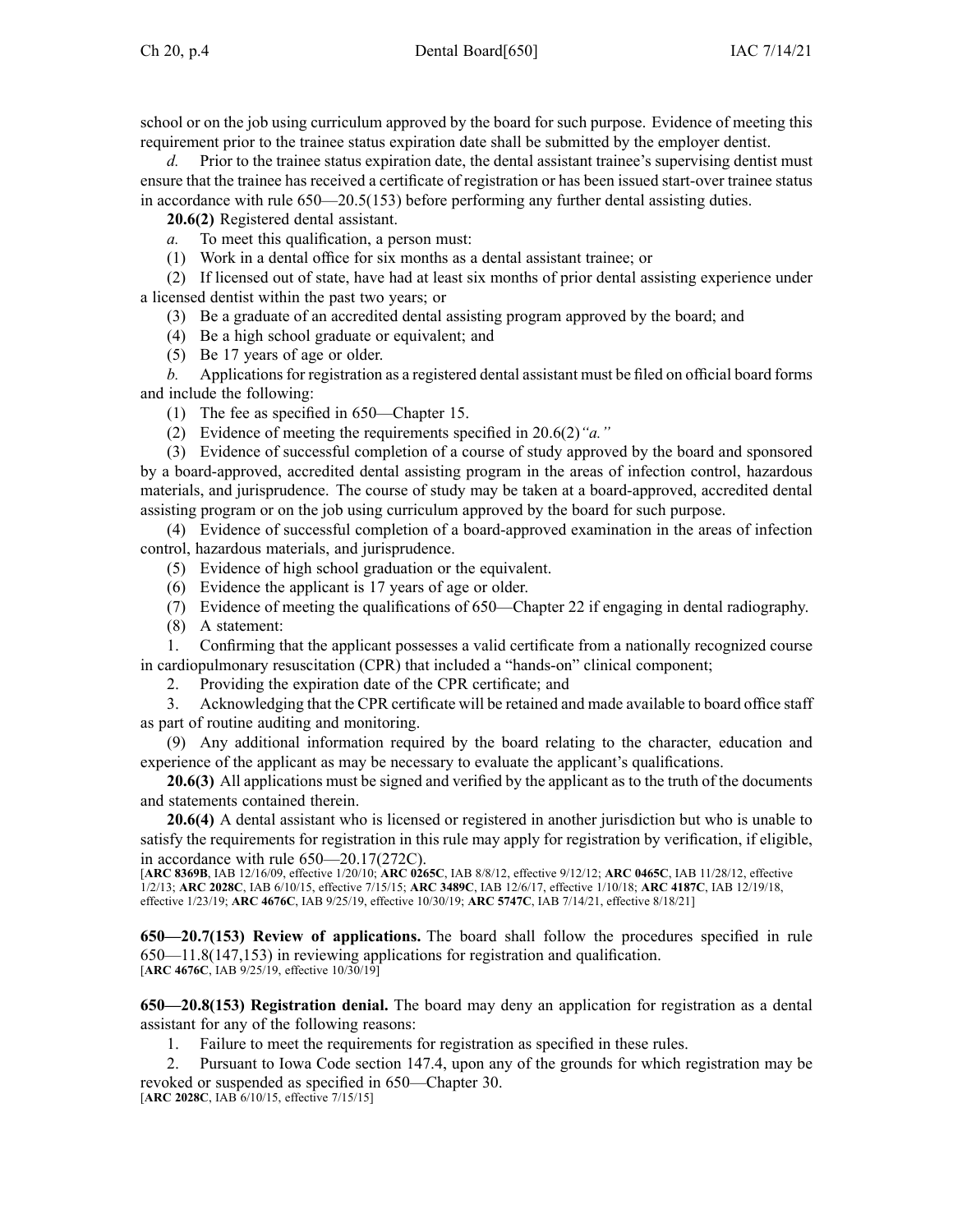school or on the job using curriculum approved by the board for such purpose. Evidence of meeting this requirement prior to the trainee status expiration date shall be submitted by the employer dentist.

*d.* Prior to the trainee status expiration date, the dental assistant trainee's supervising dentist must ensure that the trainee has received a certificate of registration or has been issued start-over trainee status in accordance with rule 650—20.5(153) before performing any further dental assisting duties.

**20.6(2)** Registered dental assistant.

*a.* To meet this qualification, a person must:

(1) Work in a dental office for six months as a dental assistant trainee; or

(2) If licensed out of state, have had at least six months of prior dental assisting experience under a licensed dentist within the past two years; or

(3) Be a graduate of an accredited dental assisting program approved by the board; and

(4) Be a high school graduate or equivalent; and

(5) Be 17 years of age or older.

*b.* Applications for registration as a registered dental assistant must be filed on official board forms and include the following:

(1) The fee as specified in 650—Chapter 15.

(2) Evidence of meeting the requirements specified in 20.6(2)*"a."*

(3) Evidence of successful completion of a course of study approved by the board and sponsored by a board-approved, accredited dental assisting program in the areas of infection control, hazardous materials, and jurisprudence. The course of study may be taken at a board-approved, accredited dental assisting program or on the job using curriculum approved by the board for such purpose.

(4) Evidence of successful completion of a board-approved examination in the areas of infection control, hazardous materials, and jurisprudence.

(5) Evidence of high school graduation or the equivalent.

(6) Evidence the applicant is 17 years of age or older.

(7) Evidence of meeting the qualifications of 650—Chapter 22 if engaging in dental radiography.

(8) A statement:

1. Confirming that the applicant possesses a valid certificate from a nationally recognized course in cardiopulmonary resuscitation (CPR) that included a "hands-on" clinical component;

2. Providing the expiration date of the CPR certificate; and

3. Acknowledging that the CPR certificate will be retained and made available to board office staff as part of routine auditing and monitoring.

(9) Any additional information required by the board relating to the character, education and experience of the applicant as may be necessary to evaluate the applicant's qualifications.

**20.6(3)** All applications must be signed and verified by the applicant as to the truth of the documents and statements contained therein.

**20.6(4)** A dental assistant who is licensed or registered in another jurisdiction but who is unable to satisfy the requirements for registration in this rule may apply for registration by verification, if eligible, in accordance with rule 650—20.17(272C).

[**ARC 8369B**, IAB 12/16/09, effective 1/20/10; **ARC 0265C**, IAB 8/8/12, effective 9/12/12; **ARC 0465C**, IAB 11/28/12, effective 1/2/13; **ARC 2028C**, IAB 6/10/15, effective 7/15/15; **ARC 3489C**, IAB 12/6/17, effective 1/10/18; **ARC 4187C**, IAB 12/19/18, effective 1/23/19; **ARC 4676C**, IAB 9/25/19, effective 10/30/19; **ARC 5747C**, IAB 7/14/21, effective 8/18/21]

**650—20.7(153) Review of applications.** The board shall follow the procedures specified in rule 650—11.8(147,153) in reviewing applications for registration and qualification.

[**ARC 4676C**, IAB 9/25/19, effective 10/30/19]

**650—20.8(153) Registration denial.** The board may deny an application for registration as a dental assistant for any of the following reasons:

1. Failure to meet the requirements for registration as specified in these rules.

2. Pursuant to Iowa Code section 147.4, upon any of the grounds for which registration may be revoked or suspended as specified in 650—Chapter 30.

[**ARC 2028C**, IAB 6/10/15, effective 7/15/15]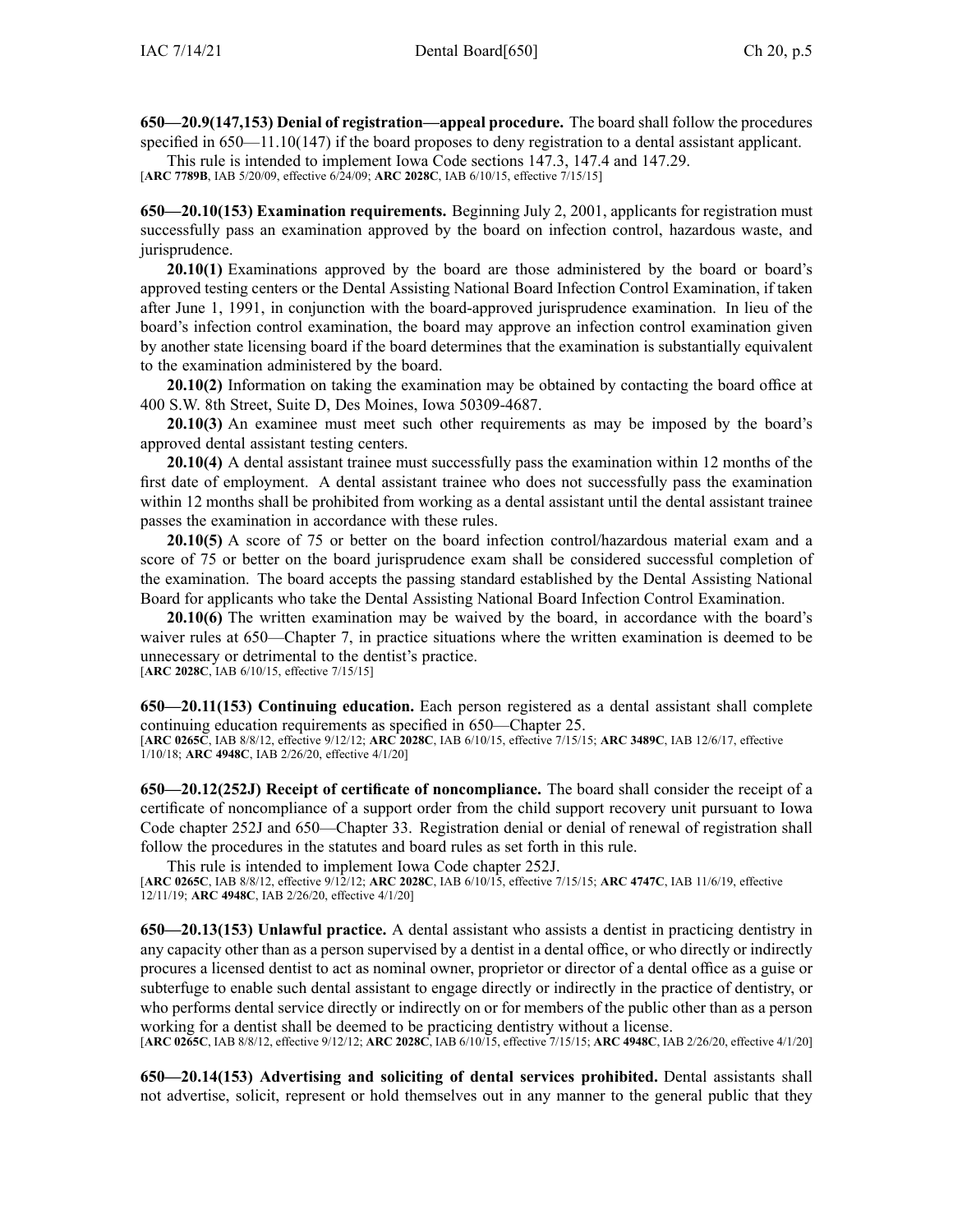**650—20.9(147,153) Denial of registration—appeal procedure.** The board shall follow the procedures specified in 650—11.10(147) if the board proposes to deny registration to a dental assistant applicant.

This rule is intended to implement Iowa Code sections 147.3, 147.4 and 147.29.

[**ARC 7789B**, IAB 5/20/09, effective 6/24/09; **ARC 2028C**, IAB 6/10/15, effective 7/15/15]

**650—20.10(153) Examination requirements.** Beginning July 2, 2001, applicants for registration must successfully pass an examination approved by the board on infection control, hazardous waste, and jurisprudence.

**20.10(1)** Examinations approved by the board are those administered by the board or board's approved testing centers or the Dental Assisting National Board Infection Control Examination, if taken after June 1, 1991, in conjunction with the board-approved jurisprudence examination. In lieu of the board's infection control examination, the board may approve an infection control examination given by another state licensing board if the board determines that the examination is substantially equivalent to the examination administered by the board.

**20.10(2)** Information on taking the examination may be obtained by contacting the board office at 400 S.W. 8th Street, Suite D, Des Moines, Iowa 50309-4687.

**20.10(3)** An examinee must meet such other requirements as may be imposed by the board's approved dental assistant testing centers.

**20.10(4)** A dental assistant trainee must successfully pass the examination within 12 months of the first date of employment. A dental assistant trainee who does not successfully pass the examination within 12 months shall be prohibited from working as a dental assistant until the dental assistant trainee passes the examination in accordance with these rules.

**20.10(5)** A score of 75 or better on the board infection control/hazardous material exam and a score of 75 or better on the board jurisprudence exam shall be considered successful completion of the examination. The board accepts the passing standard established by the Dental Assisting National Board for applicants who take the Dental Assisting National Board Infection Control Examination.

**20.10(6)** The written examination may be waived by the board, in accordance with the board's waiver rules at 650—Chapter 7, in practice situations where the written examination is deemed to be unnecessary or detrimental to the dentist's practice.

[**ARC 2028C**, IAB 6/10/15, effective 7/15/15]

**650—20.11(153) Continuing education.** Each person registered as a dental assistant shall complete continuing education requirements as specified in 650—Chapter 25.

[**ARC 0265C**, IAB 8/8/12, effective 9/12/12; **ARC 2028C**, IAB 6/10/15, effective 7/15/15; **ARC 3489C**, IAB 12/6/17, effective 1/10/18; **ARC 4948C**, IAB 2/26/20, effective 4/1/20]

**650—20.12(252J) Receipt of certificate of noncompliance.** The board shall consider the receipt of a certificate of noncompliance of a support order from the child support recovery unit pursuant to Iowa Code chapter 252J and 650—Chapter 33. Registration denial or denial of renewal of registration shall follow the procedures in the statutes and board rules as set forth in this rule.

This rule is intended to implement Iowa Code chapter 252J.

[**ARC 0265C**, IAB 8/8/12, effective 9/12/12; **ARC 2028C**, IAB 6/10/15, effective 7/15/15; **ARC 4747C**, IAB 11/6/19, effective 12/11/19; **ARC 4948C**, IAB 2/26/20, effective 4/1/20]

**650—20.13(153) Unlawful practice.** A dental assistant who assists a dentist in practicing dentistry in any capacity other than as a person supervised by a dentist in a dental office, or who directly or indirectly procures a licensed dentist to act as nominal owner, proprietor or director of a dental office as a guise or subterfuge to enable such dental assistant to engage directly or indirectly in the practice of dentistry, or who performs dental service directly or indirectly on or for members of the public other than as a person working for a dentist shall be deemed to be practicing dentistry without a license.

[**ARC 0265C**, IAB 8/8/12, effective 9/12/12; **ARC 2028C**, IAB 6/10/15, effective 7/15/15; **ARC 4948C**, IAB 2/26/20, effective 4/1/20]

**650—20.14(153) Advertising and soliciting of dental services prohibited.** Dental assistants shall not advertise, solicit, represent or hold themselves out in any manner to the general public that they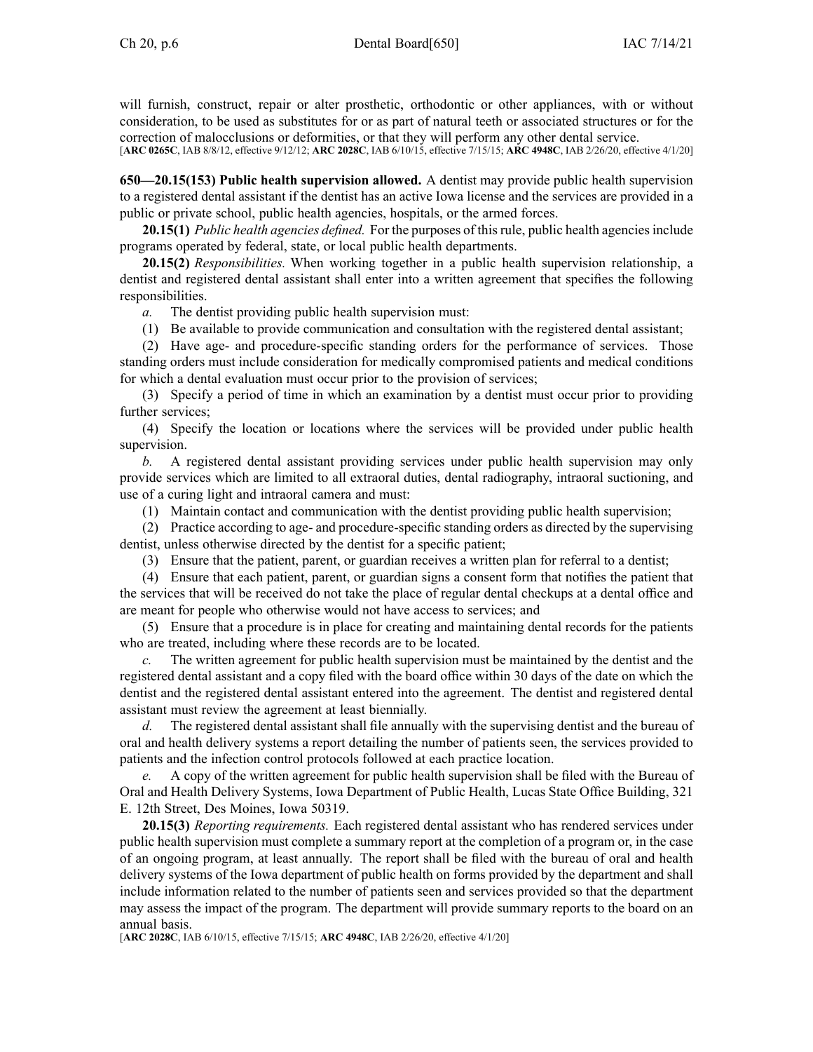will furnish, construct, repair or alter prosthetic, orthodontic or other appliances, with or without consideration, to be used as substitutes for or as part of natural teeth or associated structures or for the correction of malocclusions or deformities, or that they will perform any other dental service.
[**ARC 0265C**, IAB 8/8/12, effective 9/12/12; **ARC 2028C**, IAB 6/10/15, effective 7/15/15; **ARC 4948C**, IAB 2/26/20, effective 4/1/20]

**650—20.15(153) Public health supervision allowed.** A dentist may provide public health supervision to a registered dental assistant if the dentist has an active Iowa license and the services are provided in a public or private school, public health agencies, hospitals, or the armed forces.

**20.15(1)** *Public health agencies defined.* For the purposes of this rule, public health agencies include programs operated by federal, state, or local public health departments.

**20.15(2)** *Responsibilities.* When working together in a public health supervision relationship, a dentist and registered dental assistant shall enter into a written agreement that specifies the following responsibilities.

*a.* The dentist providing public health supervision must:

(1) Be available to provide communication and consultation with the registered dental assistant;

(2) Have age- and procedure-specific standing orders for the performance of services. Those standing orders must include consideration for medically compromised patients and medical conditions for which a dental evaluation must occur prior to the provision of services;

(3) Specify a period of time in which an examination by a dentist must occur prior to providing further services;

(4) Specify the location or locations where the services will be provided under public health supervision.

*b.* A registered dental assistant providing services under public health supervision may only provide services which are limited to all extraoral duties, dental radiography, intraoral suctioning, and use of a curing light and intraoral camera and must:

(1) Maintain contact and communication with the dentist providing public health supervision;

(2) Practice according to age- and procedure-specific standing orders as directed by the supervising dentist, unless otherwise directed by the dentist for a specific patient;

(3) Ensure that the patient, parent, or guardian receives a written plan for referral to a dentist;

(4) Ensure that each patient, parent, or guardian signs a consent form that notifies the patient that the services that will be received do not take the place of regular dental checkups at a dental office and are meant for people who otherwise would not have access to services; and

(5) Ensure that a procedure is in place for creating and maintaining dental records for the patients who are treated, including where these records are to be located.

*c.* The written agreement for public health supervision must be maintained by the dentist and the registered dental assistant and a copy filed with the board office within 30 days of the date on which the dentist and the registered dental assistant entered into the agreement. The dentist and registered dental assistant must review the agreement at least biennially.

*d.* The registered dental assistant shall file annually with the supervising dentist and the bureau of oral and health delivery systems a report detailing the number of patients seen, the services provided to patients and the infection control protocols followed at each practice location.

*e.* A copy of the written agreement for public health supervision shall be filed with the Bureau of Oral and Health Delivery Systems, Iowa Department of Public Health, Lucas State Office Building, 321 E. 12th Street, Des Moines, Iowa 50319.

**20.15(3)** *Reporting requirements.* Each registered dental assistant who has rendered services under public health supervision must complete a summary report at the completion of a program or, in the case of an ongoing program, at least annually. The report shall be filed with the bureau of oral and health delivery systems of the Iowa department of public health on forms provided by the department and shall include information related to the number of patients seen and services provided so that the department may assess the impact of the program. The department will provide summary reports to the board on an annual basis.
[**ARC 2028C**, IAB 6/10/15, effective 7/15/15; **ARC 4948C**, IAB 2/26/20, effective 4/1/20]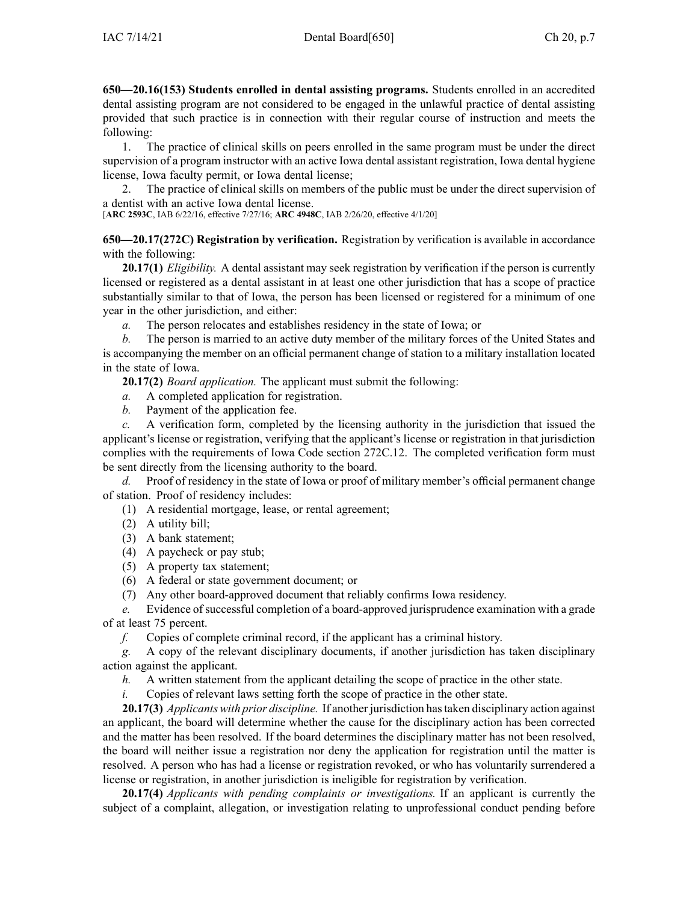**650—20.16(153) Students enrolled in dental assisting programs.** Students enrolled in an accredited dental assisting program are not considered to be engaged in the unlawful practice of dental assisting provided that such practice is in connection with their regular course of instruction and meets the following:

1. The practice of clinical skills on peers enrolled in the same program must be under the direct supervision of a program instructor with an active Iowa dental assistant registration, Iowa dental hygiene license, Iowa faculty permit, or Iowa dental license;

2. The practice of clinical skills on members of the public must be under the direct supervision of a dentist with an active Iowa dental license.

[**ARC 2593C**, IAB 6/22/16, effective 7/27/16; **ARC 4948C**, IAB 2/26/20, effective 4/1/20]

**650—20.17(272C) Registration by verification.** Registration by verification is available in accordance with the following:

**20.17(1)** *Eligibility.* A dental assistant may seek registration by verification if the person is currently licensed or registered as a dental assistant in at least one other jurisdiction that has a scope of practice substantially similar to that of Iowa, the person has been licensed or registered for a minimum of one year in the other jurisdiction, and either:

*a.* The person relocates and establishes residency in the state of Iowa; or

*b.* The person is married to an active duty member of the military forces of the United States and is accompanying the member on an official permanent change of station to a military installation located in the state of Iowa.

**20.17(2)** *Board application.* The applicant must submit the following:

*a.* A completed application for registration.

*b.* Payment of the application fee.

*c.* A verification form, completed by the licensing authority in the jurisdiction that issued the applicant's license or registration, verifying that the applicant's license or registration in that jurisdiction complies with the requirements of Iowa Code section 272C.12. The completed verification form must be sent directly from the licensing authority to the board.

*d.* Proof of residency in the state of Iowa or proof of military member's official permanent change of station. Proof of residency includes:

(1) A residential mortgage, lease, or rental agreement;

(2) A utility bill;

(3) A bank statement;

(4) A paycheck or pay stub;

(5) A property tax statement;

(6) A federal or state government document; or

(7) Any other board-approved document that reliably confirms Iowa residency.

*e.* Evidence of successful completion of a board-approved jurisprudence examination with a grade of at least 75 percent.

*f.* Copies of complete criminal record, if the applicant has a criminal history.

*g.* A copy of the relevant disciplinary documents, if another jurisdiction has taken disciplinary action against the applicant.

*h.* A written statement from the applicant detailing the scope of practice in the other state.

*i.* Copies of relevant laws setting forth the scope of practice in the other state.

**20.17(3)** *Applicants with prior discipline.* If another jurisdiction has taken disciplinary action against an applicant, the board will determine whether the cause for the disciplinary action has been corrected and the matter has been resolved. If the board determines the disciplinary matter has not been resolved, the board will neither issue a registration nor deny the application for registration until the matter is resolved. A person who has had a license or registration revoked, or who has voluntarily surrendered a license or registration, in another jurisdiction is ineligible for registration by verification.

**20.17(4)** *Applicants with pending complaints or investigations.* If an applicant is currently the subject of a complaint, allegation, or investigation relating to unprofessional conduct pending before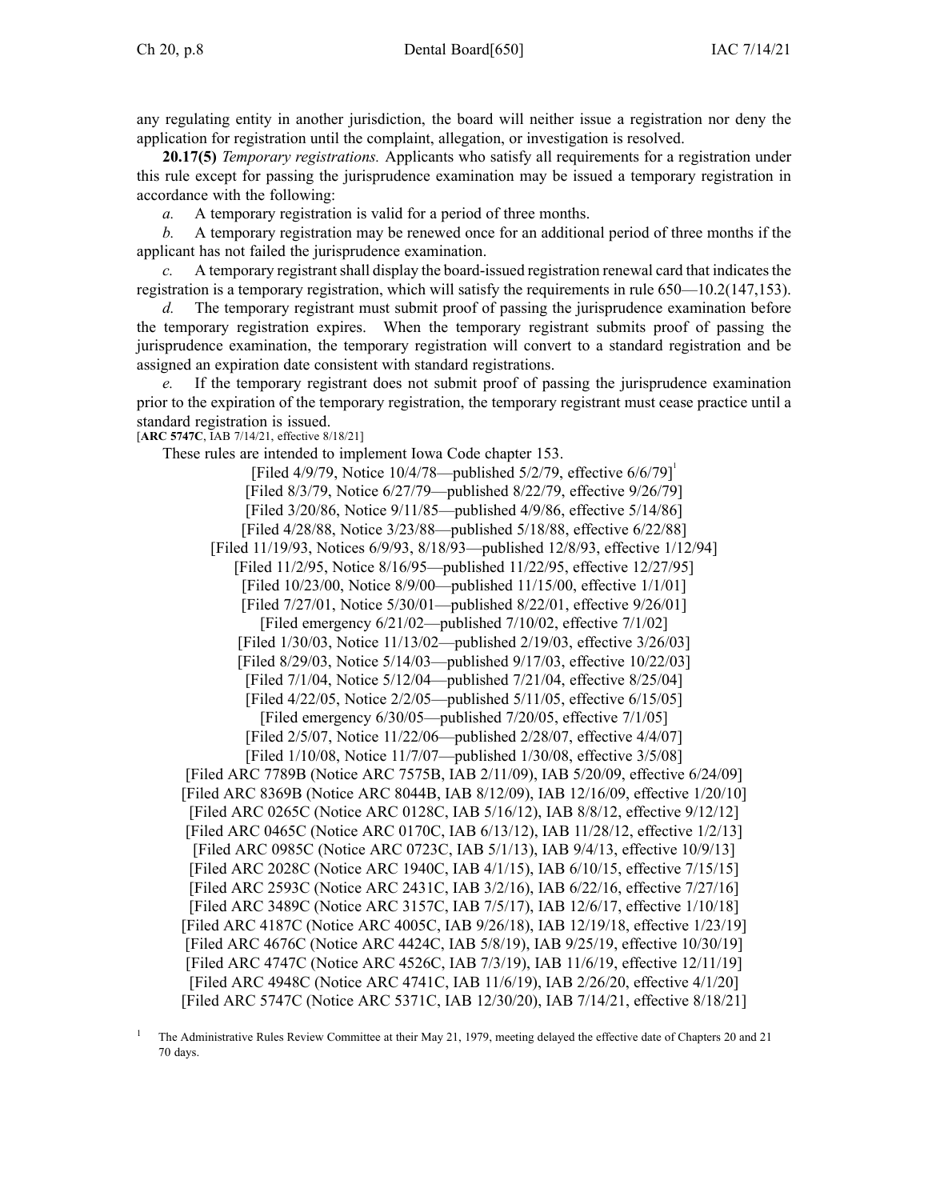any regulating entity in another jurisdiction, the board will neither issue a registration nor deny the application for registration until the complaint, allegation, or investigation is resolved.

**20.17(5)** *Temporary registrations.* Applicants who satisfy all requirements for a registration under this rule except for passing the jurisprudence examination may be issued a temporary registration in accordance with the following:

*a.* A temporary registration is valid for a period of three months.

*b.* A temporary registration may be renewed once for an additional period of three months if the applicant has not failed the jurisprudence examination.

*c.* A temporary registrant shall display the board-issued registration renewal card that indicates the registration is a temporary registration, which will satisfy the requirements in rule 650—10.2(147,153).

*d.* The temporary registrant must submit proof of passing the jurisprudence examination before the temporary registration expires. When the temporary registrant submits proof of passing the jurisprudence examination, the temporary registration will convert to a standard registration and be assigned an expiration date consistent with standard registrations.

*e.* If the temporary registrant does not submit proof of passing the jurisprudence examination prior to the expiration of the temporary registration, the temporary registrant must cease practice until a standard registration is issued.

[**ARC 5747C**, IAB 7/14/21, effective 8/18/21]

These rules are intended to implement Iowa Code chapter 153.

[Filed 4/9/79, Notice 10/4/78—published 5/2/79, effective 6/6/79][1]
[Filed 8/3/79, Notice 6/27/79—published 8/22/79, effective 9/26/79]
[Filed 3/20/86, Notice 9/11/85—published 4/9/86, effective 5/14/86]
[Filed 4/28/88, Notice 3/23/88—published 5/18/88, effective 6/22/88]
[Filed 11/19/93, Notices 6/9/93, 8/18/93—published 12/8/93, effective 1/12/94]
[Filed 11/2/95, Notice 8/16/95—published 11/22/95, effective 12/27/95]
[Filed 10/23/00, Notice 8/9/00—published 11/15/00, effective 1/1/01]
[Filed 7/27/01, Notice 5/30/01—published 8/22/01, effective 9/26/01]
[Filed emergency 6/21/02—published 7/10/02, effective 7/1/02]
[Filed 1/30/03, Notice 11/13/02—published 2/19/03, effective 3/26/03]
[Filed 8/29/03, Notice 5/14/03—published 9/17/03, effective 10/22/03]
[Filed 7/1/04, Notice 5/12/04—published 7/21/04, effective 8/25/04]
[Filed 4/22/05, Notice 2/2/05—published 5/11/05, effective 6/15/05]
[Filed emergency 6/30/05—published 7/20/05, effective 7/1/05]
[Filed 2/5/07, Notice 11/22/06—published 2/28/07, effective 4/4/07]
[Filed 1/10/08, Notice 11/7/07—published 1/30/08, effective 3/5/08]
[Filed ARC 7789B (Notice ARC 7575B, IAB 2/11/09), IAB 5/20/09, effective 6/24/09]
[Filed ARC 8369B (Notice ARC 8044B, IAB 8/12/09), IAB 12/16/09, effective 1/20/10]
[Filed ARC 0265C (Notice ARC 0128C, IAB 5/16/12), IAB 8/8/12, effective 9/12/12]
[Filed ARC 0465C (Notice ARC 0170C, IAB 6/13/12), IAB 11/28/12, effective 1/2/13]
[Filed ARC 0985C (Notice ARC 0723C, IAB 5/1/13), IAB 9/4/13, effective 10/9/13]
[Filed ARC 2028C (Notice ARC 1940C, IAB 4/1/15), IAB 6/10/15, effective 7/15/15]
[Filed ARC 2593C (Notice ARC 2431C, IAB 3/2/16), IAB 6/22/16, effective 7/27/16]
[Filed ARC 3489C (Notice ARC 3157C, IAB 7/5/17), IAB 12/6/17, effective 1/10/18]
[Filed ARC 4187C (Notice ARC 4005C, IAB 9/26/18), IAB 12/19/18, effective 1/23/19]
[Filed ARC 4676C (Notice ARC 4424C, IAB 5/8/19), IAB 9/25/19, effective 10/30/19]
[Filed ARC 4747C (Notice ARC 4526C, IAB 7/3/19), IAB 11/6/19, effective 12/11/19]
[Filed ARC 4948C (Notice ARC 4741C, IAB 11/6/19), IAB 2/26/20, effective 4/1/20]
[Filed ARC 5747C (Notice ARC 5371C, IAB 12/30/20), IAB 7/14/21, effective 8/18/21]

[1] The Administrative Rules Review Committee at their May 21, 1979, meeting delayed the effective date of Chapters 20 and 21 70 days.